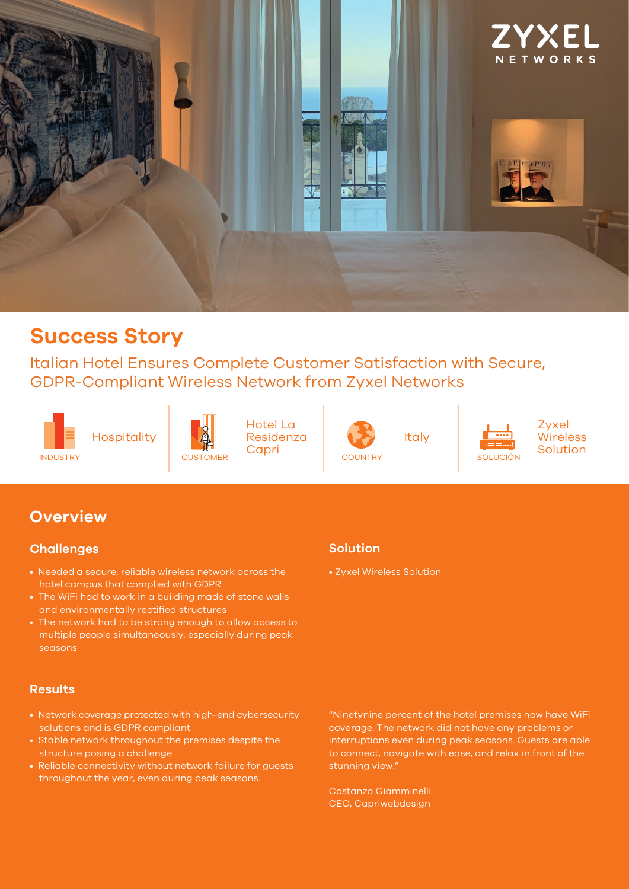# Success Story

## Italian Hotel Ensures Complete Customer Satisfaction with Secure, GDPR-Compliant Wireless Network from Zyxel Networks

| INDUSTRY | CUSTOMER | COUNTRY | SOLUCIÓN |
|---|---|---|---|
| Hospitality | Hotel La Residenza Capri | Italy | Zyxel Wireless Solution |

## Overview

### Challenges

- Needed a secure, reliable wireless network across the hotel campus that complied with GDPR
- The WiFi had to work in a building made of stone walls and environmentally rectified structures
- The network had to be strong enough to allow access to multiple people simultaneously, especially during peak seasons

### Solution

- Zyxel Wireless Solution

### Results

- Network coverage protected with high-end cybersecurity solutions and is GDPR compliant
- Stable network throughout the premises despite the structure posing a challenge
- Reliable connectivity without network failure for guests throughout the year, even during peak seasons.

"Ninetynine percent of the hotel premises now have WiFi coverage. The network did not have any problems or interruptions even during peak seasons. Guests are able to connect, navigate with ease, and relax in front of the stunning view."

Costanzo Giamminelli
CEO, Capriwebdesign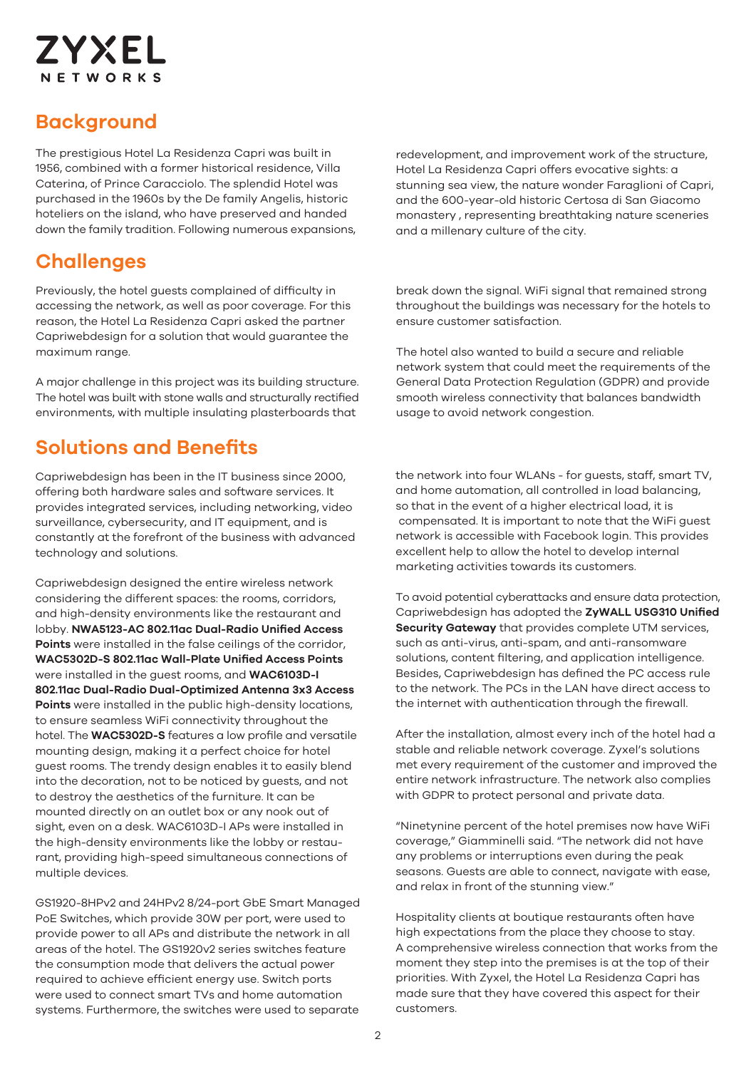# Background

The prestigious Hotel La Residenza Capri was built in 1956, combined with a former historical residence, Villa Caterina, of Prince Caracciolo. The splendid Hotel was purchased in the 1960s by the De family Angelis, historic hoteliers on the island, who have preserved and handed down the family tradition. Following numerous expansions, redevelopment, and improvement work of the structure, Hotel La Residenza Capri offers evocative sights: a stunning sea view, the nature wonder Faraglioni of Capri, and the 600-year-old historic Certosa di San Giacomo monastery , representing breathtaking nature sceneries and a millenary culture of the city.

# Challenges

Previously, the hotel guests complained of difficulty in accessing the network, as well as poor coverage. For this reason, the Hotel La Residenza Capri asked the partner Capriwebdesign for a solution that would guarantee the maximum range.

A major challenge in this project was its building structure. The hotel was built with stone walls and structurally rectified environments, with multiple insulating plasterboards that break down the signal. WiFi signal that remained strong throughout the buildings was necessary for the hotels to ensure customer satisfaction.

The hotel also wanted to build a secure and reliable network system that could meet the requirements of the General Data Protection Regulation (GDPR) and provide smooth wireless connectivity that balances bandwidth usage to avoid network congestion.

# Solutions and Benefits

Capriwebdesign has been in the IT business since 2000, offering both hardware sales and software services. It provides integrated services, including networking, video surveillance, cybersecurity, and IT equipment, and is constantly at the forefront of the business with advanced technology and solutions.

Capriwebdesign designed the entire wireless network considering the different spaces: the rooms, corridors, and high-density environments like the restaurant and lobby. **NWA5123-AC 802.11ac Dual-Radio Unified Access Points** were installed in the false ceilings of the corridor, **WAC5302D-S 802.11ac Wall-Plate Unified Access Points** were installed in the guest rooms, and **WAC6103D-I 802.11ac Dual-Radio Dual-Optimized Antenna 3x3 Access Points** were installed in the public high-density locations, to ensure seamless WiFi connectivity throughout the hotel. The **WAC5302D-S** features a low profile and versatile mounting design, making it a perfect choice for hotel guest rooms. The trendy design enables it to easily blend into the decoration, not to be noticed by guests, and not to destroy the aesthetics of the furniture. It can be mounted directly on an outlet box or any nook out of sight, even on a desk. WAC6103D-I APs were installed in the high-density environments like the lobby or restaurant, providing high-speed simultaneous connections of multiple devices.

GS1920-8HPv2 and 24HPv2 8/24-port GbE Smart Managed PoE Switches, which provide 30W per port, were used to provide power to all APs and distribute the network in all areas of the hotel. The GS1920v2 series switches feature the consumption mode that delivers the actual power required to achieve efficient energy use. Switch ports were used to connect smart TVs and home automation systems. Furthermore, the switches were used to separate the network into four WLANs - for guests, staff, smart TV, and home automation, all controlled in load balancing, so that in the event of a higher electrical load, it is compensated. It is important to note that the WiFi guest network is accessible with Facebook login. This provides excellent help to allow the hotel to develop internal marketing activities towards its customers.

To avoid potential cyberattacks and ensure data protection, Capriwebdesign has adopted the **ZyWALL USG310 Unified Security Gateway** that provides complete UTM services, such as anti-virus, anti-spam, and anti-ransomware solutions, content filtering, and application intelligence. Besides, Capriwebdesign has defined the PC access rule to the network. The PCs in the LAN have direct access to the internet with authentication through the firewall.

After the installation, almost every inch of the hotel had a stable and reliable network coverage. Zyxel's solutions met every requirement of the customer and improved the entire network infrastructure. The network also complies with GDPR to protect personal and private data.

"Ninetynine percent of the hotel premises now have WiFi coverage," Giamminelli said. "The network did not have any problems or interruptions even during the peak seasons. Guests are able to connect, navigate with ease, and relax in front of the stunning view."

Hospitality clients at boutique restaurants often have high expectations from the place they choose to stay. A comprehensive wireless connection that works from the moment they step into the premises is at the top of their priorities. With Zyxel, the Hotel La Residenza Capri has made sure that they have covered this aspect for their customers.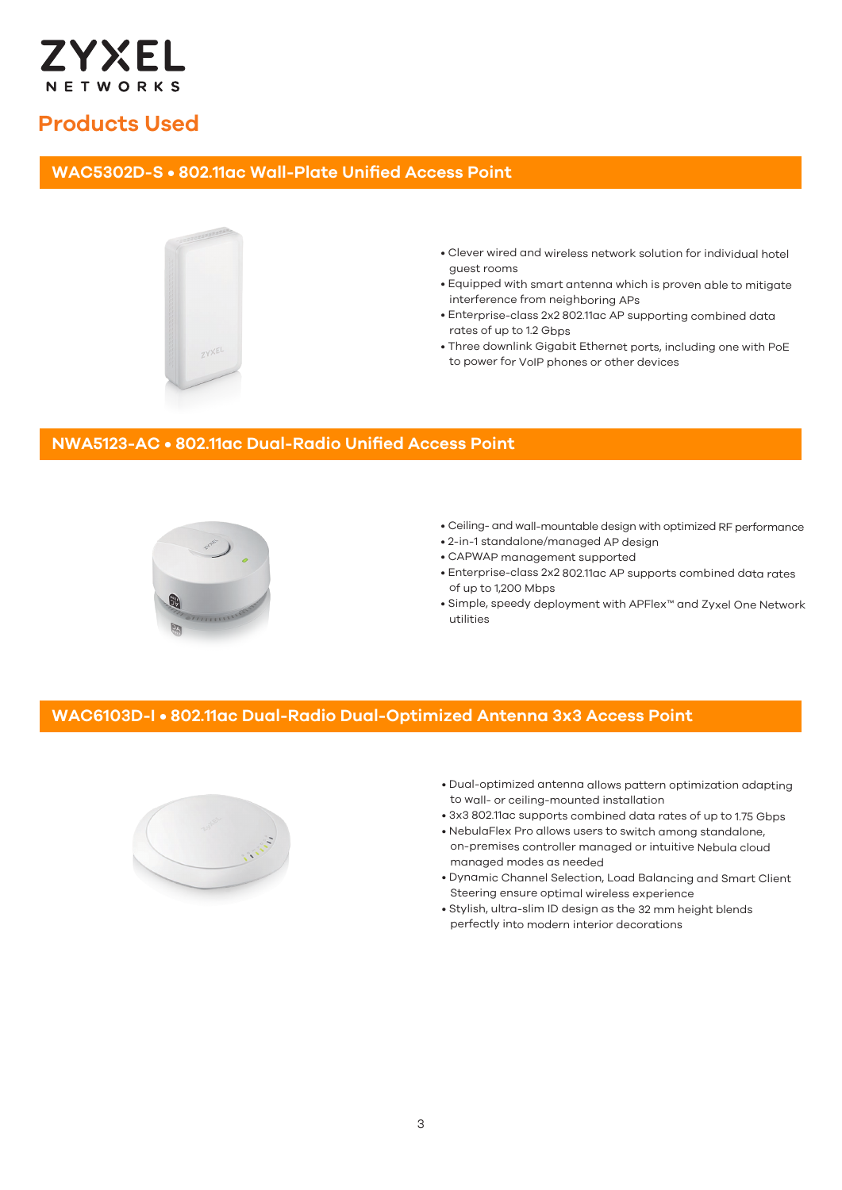## Products Used

### WAC5302D-S • 802.11ac Wall-Plate Unified Access Point

- Clever wired and wireless network solution for individual hotel guest rooms
- Equipped with smart antenna which is proven able to mitigate interference from neighboring APs
- Enterprise-class 2x2 802.11ac AP supporting combined data rates of up to 1.2 Gbps
- Three downlink Gigabit Ethernet ports, including one with PoE to power for VoIP phones or other devices

### NWA5123-AC • 802.11ac Dual-Radio Unified Access Point

- Ceiling- and wall-mountable design with optimized RF performance
- 2-in-1 standalone/managed AP design
- CAPWAP management supported
- Enterprise-class 2x2 802.11ac AP supports combined data rates of up to 1,200 Mbps
- Simple, speedy deployment with APFlex™ and Zyxel One Network utilities

### WAC6103D-I • 802.11ac Dual-Radio Dual-Optimized Antenna 3x3 Access Point

- Dual-optimized antenna allows pattern optimization adapting to wall- or ceiling-mounted installation
- 3x3 802.11ac supports combined data rates of up to 1.75 Gbps
- NebulaFlex Pro allows users to switch among standalone, on-premises controller managed or intuitive Nebula cloud managed modes as needed
- Dynamic Channel Selection, Load Balancing and Smart Client Steering ensure optimal wireless experience
- Stylish, ultra-slim ID design as the 32 mm height blends perfectly into modern interior decorations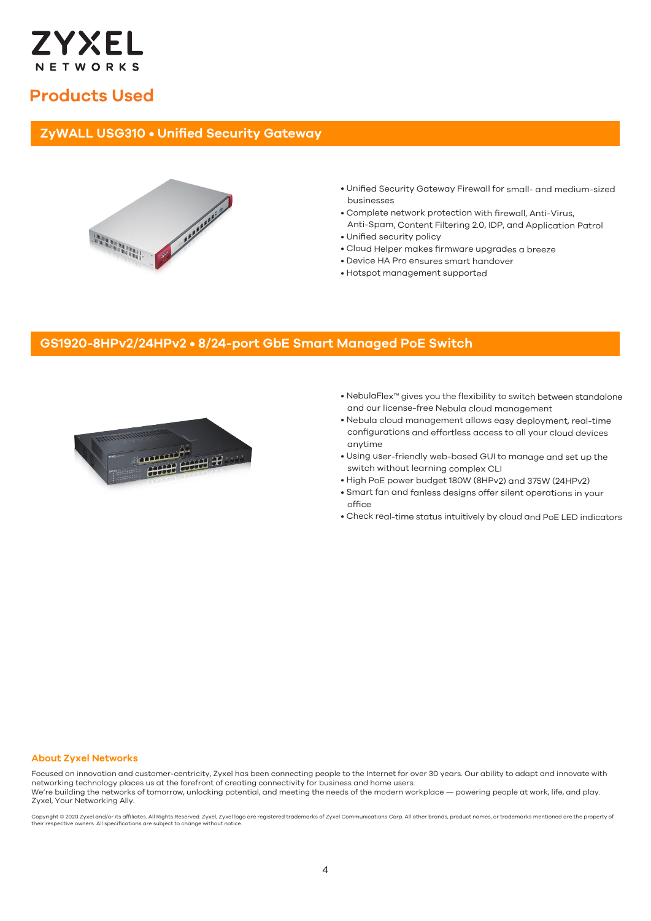# Products Used

## ZyWALL USG310 • Unified Security Gateway

- Unified Security Gateway Firewall for small- and medium-sized businesses
- Complete network protection with firewall, Anti-Virus, Anti-Spam, Content Filtering 2.0, IDP, and Application Patrol
- Unified security policy
- Cloud Helper makes firmware upgrades a breeze
- Device HA Pro ensures smart handover
- Hotspot management supported

## GS1920-8HPv2/24HPv2 • 8/24-port GbE Smart Managed PoE Switch

- NebulaFlex™ gives you the flexibility to switch between standalone and our license-free Nebula cloud management
- Nebula cloud management allows easy deployment, real-time configurations and effortless access to all your cloud devices anytime
- Using user-friendly web-based GUI to manage and set up the switch without learning complex CLI
- High PoE power budget 180W (8HPv2) and 375W (24HPv2)
- Smart fan and fanless designs offer silent operations in your office
- Check real-time status intuitively by cloud and PoE LED indicators

### About Zyxel Networks

Focused on innovation and customer-centricity, Zyxel has been connecting people to the Internet for over 30 years. Our ability to adapt and innovate with networking technology places us at the forefront of creating connectivity for business and home users.
We're building the networks of tomorrow, unlocking potential, and meeting the needs of the modern workplace — powering people at work, life, and play.
Zyxel, Your Networking Ally.

Copyright © 2020 Zyxel and/or its affiliates. All Rights Reserved. Zyxel, Zyxel logo are registered trademarks of Zyxel Communications Corp. All other brands, product names, or trademarks mentioned are the property of their respective owners. All specifications are subject to change without notice.